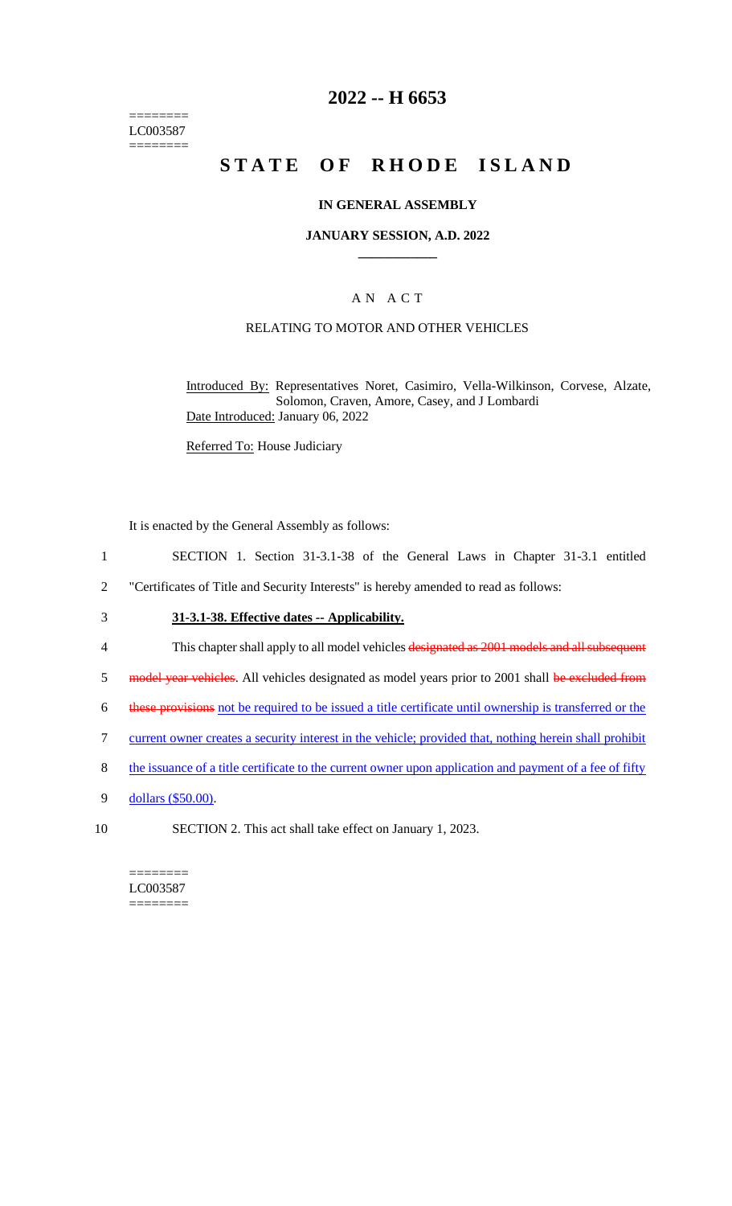========
LC003587
========

# 2022 -- H 6653

# STATE OF RHODE ISLAND

### IN GENERAL ASSEMBLY

### JANUARY SESSION, A.D. 2022

### A N A C T

RELATING TO MOTOR AND OTHER VEHICLES

Introduced By: Representatives Noret, Casimiro, Vella-Wilkinson, Corvese, Alzate, Solomon, Craven, Amore, Casey, and J Lombardi

Date Introduced: January 06, 2022

Referred To: House Judiciary

It is enacted by the General Assembly as follows:

1 SECTION 1. Section 31-3.1-38 of the General Laws in Chapter 31-3.1 entitled
2 "Certificates of Title and Security Interests" is hereby amended to read as follows:

3 **31-3.1-38. Effective dates -- Applicability.**

4 This chapter shall apply to all model vehicles ~~designated as 2001 models and all subsequent~~
5 ~~model year vehicles~~. All vehicles designated as model years prior to 2001 shall ~~be excluded from~~
6 ~~these provisions~~ not be required to be issued a title certificate until ownership is transferred or the
7 current owner creates a security interest in the vehicle; provided that, nothing herein shall prohibit
8 the issuance of a title certificate to the current owner upon application and payment of a fee of fifty
9 dollars ($50.00).

10 SECTION 2. This act shall take effect on January 1, 2023.

========
LC003587
========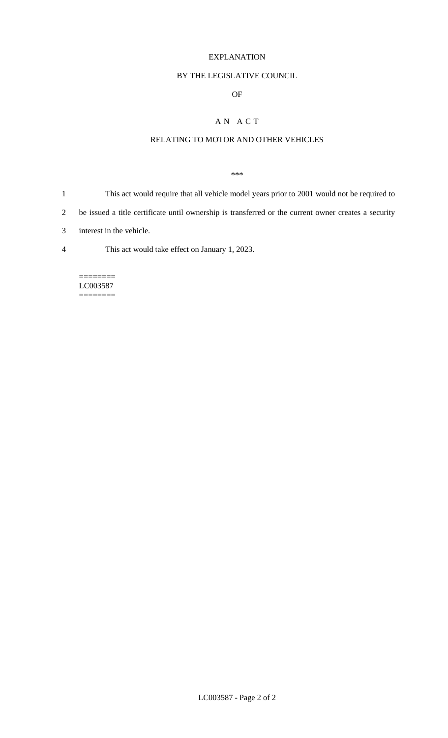EXPLANATION

BY THE LEGISLATIVE COUNCIL

OF

A N A C T

RELATING TO MOTOR AND OTHER VEHICLES

\*\*\*

1 This act would require that all vehicle model years prior to 2001 would not be required to
2 be issued a title certificate until ownership is transferred or the current owner creates a security
3 interest in the vehicle.
4 This act would take effect on January 1, 2023.

========
LC003587
========